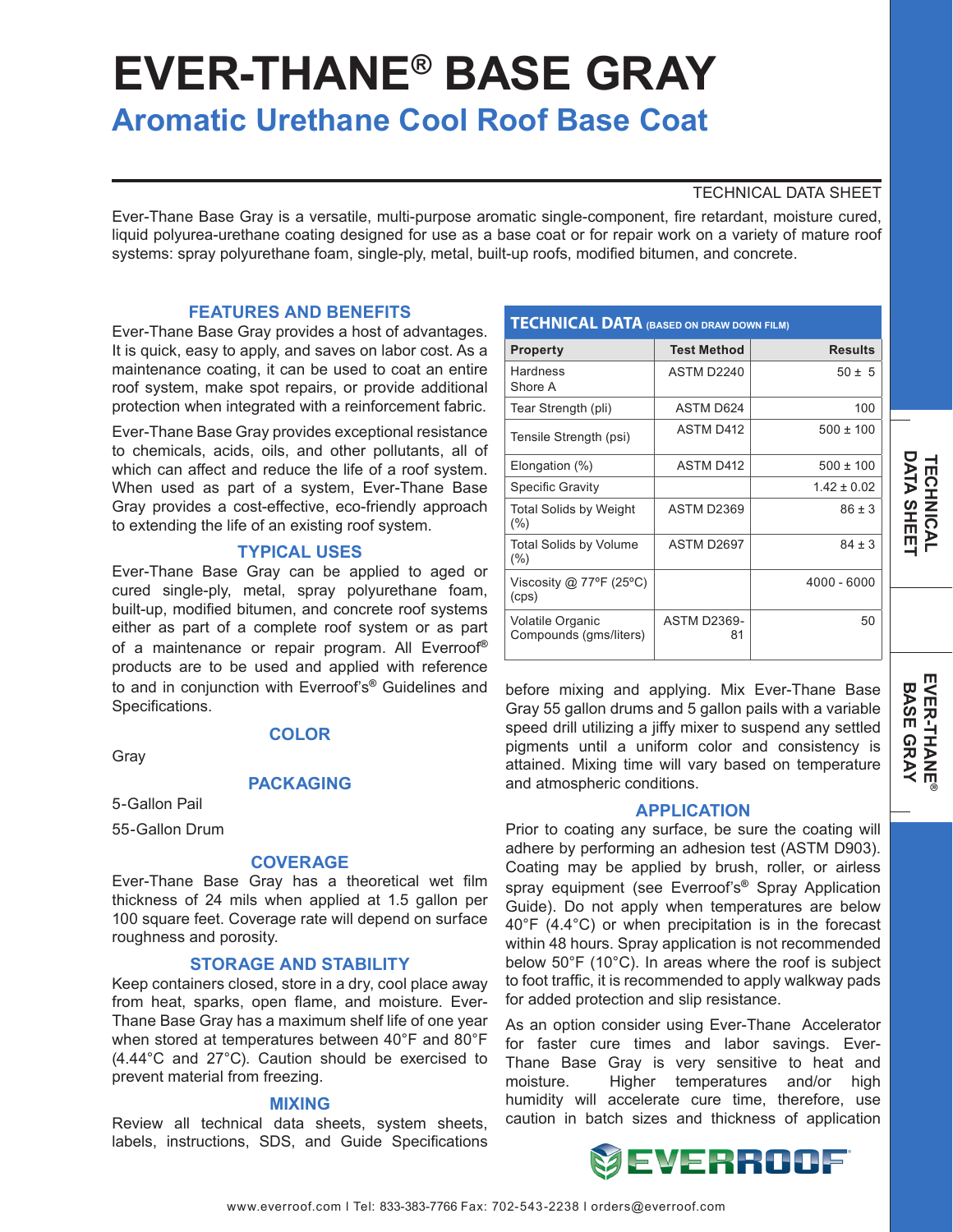# EVER-THANE® BASE GRAY

## Aromatic Urethane Cool Roof Base Coat

TECHNICAL DATA SHEET

Ever-Thane Base Gray is a versatile, multi-purpose aromatic single-component, fire retardant, moisture cured, liquid polyurea-urethane coating designed for use as a base coat or for repair work on a variety of mature roof systems: spray polyurethane foam, single-ply, metal, built-up roofs, modified bitumen, and concrete.

### FEATURES AND BENEFITS

Ever-Thane Base Gray provides a host of advantages. It is quick, easy to apply, and saves on labor cost. As a maintenance coating, it can be used to coat an entire roof system, make spot repairs, or provide additional protection when integrated with a reinforcement fabric.

Ever-Thane Base Gray provides exceptional resistance to chemicals, acids, oils, and other pollutants, all of which can affect and reduce the life of a roof system. When used as part of a system, Ever-Thane Base Gray provides a cost-effective, eco-friendly approach to extending the life of an existing roof system.

### TYPICAL USES

Ever-Thane Base Gray can be applied to aged or cured single-ply, metal, spray polyurethane foam, built-up, modified bitumen, and concrete roof systems either as part of a complete roof system or as part of a maintenance or repair program. All Everroof® products are to be used and applied with reference to and in conjunction with Everroof's® Guidelines and Specifications.

### COLOR

Gray

### PACKAGING

5-Gallon Pail

55-Gallon Drum

### COVERAGE

Ever-Thane Base Gray has a theoretical wet film thickness of 24 mils when applied at 1.5 gallon per 100 square feet. Coverage rate will depend on surface roughness and porosity.

### STORAGE AND STABILITY

Keep containers closed, store in a dry, cool place away from heat, sparks, open flame, and moisture. Ever-Thane Base Gray has a maximum shelf life of one year when stored at temperatures between 40°F and 80°F (4.44°C and 27°C). Caution should be exercised to prevent material from freezing.

### MIXING

Review all technical data sheets, system sheets, labels, instructions, SDS, and Guide Specifications before mixing and applying. Mix Ever-Thane Base Gray 55 gallon drums and 5 gallon pails with a variable speed drill utilizing a jiffy mixer to suspend any settled pigments until a uniform color and consistency is attained. Mixing time will vary based on temperature and atmospheric conditions.

### TECHNICAL DATA (BASED ON DRAW DOWN FILM)

| Property | Test Method | Results |
|---|---|---|
| Hardness Shore A | ASTM D2240 | 50 ± 5 |
| Tear Strength (pli) | ASTM D624 | 100 |
| Tensile Strength (psi) | ASTM D412 | 500 ± 100 |
| Elongation (%) | ASTM D412 | 500 ± 100 |
| Specific Gravity | | 1.42 ± 0.02 |
| Total Solids by Weight (%) | ASTM D2369 | 86 ± 3 |
| Total Solids by Volume (%) | ASTM D2697 | 84 ± 3 |
| Viscosity @ 77°F (25°C) (cps) | | 4000 - 6000 |
| Volatile Organic Compounds (gms/liters) | ASTM D2369-81 | 50 |

### APPLICATION

Prior to coating any surface, be sure the coating will adhere by performing an adhesion test (ASTM D903). Coating may be applied by brush, roller, or airless spray equipment (see Everroof's® Spray Application Guide). Do not apply when temperatures are below 40°F (4.4°C) or when precipitation is in the forecast within 48 hours. Spray application is not recommended below 50°F (10°C). In areas where the roof is subject to foot traffic, it is recommended to apply walkway pads for added protection and slip resistance.

As an option consider using Ever-Thane Accelerator for faster cure times and labor savings. Ever-Thane Base Gray is very sensitive to heat and moisture. Higher temperatures and/or high humidity will accelerate cure time, therefore, use caution in batch sizes and thickness of application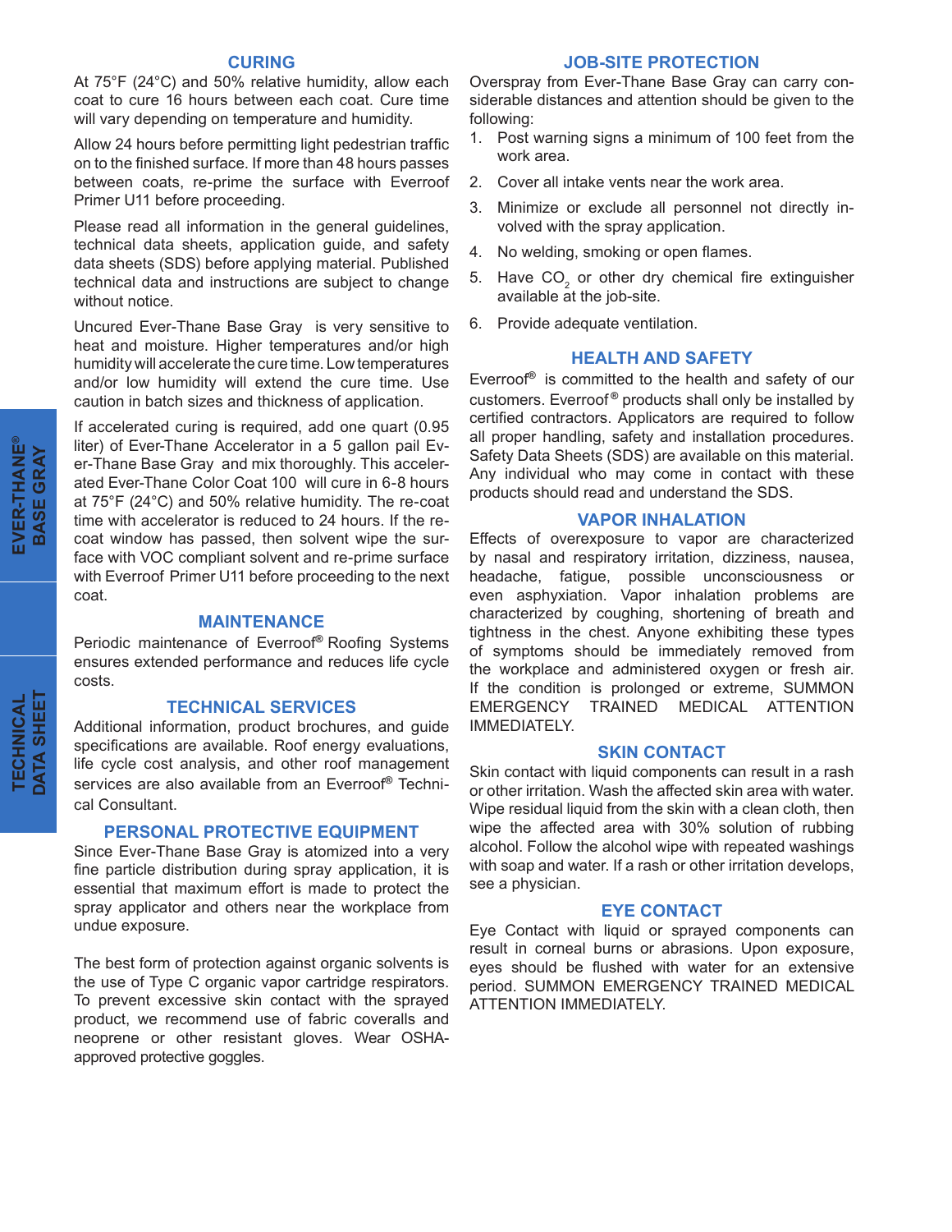## CURING

At 75°F (24°C) and 50% relative humidity, allow each coat to cure 16 hours between each coat. Cure time will vary depending on temperature and humidity.

Allow 24 hours before permitting light pedestrian traffic on to the finished surface. If more than 48 hours passes between coats, re-prime the surface with Everroof Primer U11 before proceeding.

Please read all information in the general guidelines, technical data sheets, application guide, and safety data sheets (SDS) before applying material. Published technical data and instructions are subject to change without notice.

Uncured Ever-Thane Base Gray is very sensitive to heat and moisture. Higher temperatures and/or high humidity will accelerate the cure time. Low temperatures and/or low humidity will extend the cure time. Use caution in batch sizes and thickness of application.

If accelerated curing is required, add one quart (0.95 liter) of Ever-Thane Accelerator in a 5 gallon pail Ever-Thane Base Gray and mix thoroughly. This accelerated Ever-Thane Color Coat 100 will cure in 6-8 hours at 75°F (24°C) and 50% relative humidity. The re-coat time with accelerator is reduced to 24 hours. If the recoat window has passed, then solvent wipe the surface with VOC compliant solvent and re-prime surface with Everroof Primer U11 before proceeding to the next coat.

## MAINTENANCE

Periodic maintenance of Everroof® Roofing Systems ensures extended performance and reduces life cycle costs.

## TECHNICAL SERVICES

Additional information, product brochures, and guide specifications are available. Roof energy evaluations, life cycle cost analysis, and other roof management services are also available from an Everroof® Technical Consultant.

## PERSONAL PROTECTIVE EQUIPMENT

Since Ever-Thane Base Gray is atomized into a very fine particle distribution during spray application, it is essential that maximum effort is made to protect the spray applicator and others near the workplace from undue exposure.

The best form of protection against organic solvents is the use of Type C organic vapor cartridge respirators. To prevent excessive skin contact with the sprayed product, we recommend use of fabric coveralls and neoprene or other resistant gloves. Wear OSHA-approved protective goggles.

## JOB-SITE PROTECTION

Overspray from Ever-Thane Base Gray can carry considerable distances and attention should be given to the following:

1. Post warning signs a minimum of 100 feet from the work area.
2. Cover all intake vents near the work area.
3. Minimize or exclude all personnel not directly involved with the spray application.
4. No welding, smoking or open flames.
5. Have $CO_2$ or other dry chemical fire extinguisher available at the job-site.
6. Provide adequate ventilation.

## HEALTH AND SAFETY

Everroof® is committed to the health and safety of our customers. Everroof® products shall only be installed by certified contractors. Applicators are required to follow all proper handling, safety and installation procedures. Safety Data Sheets (SDS) are available on this material. Any individual who may come in contact with these products should read and understand the SDS.

## VAPOR INHALATION

Effects of overexposure to vapor are characterized by nasal and respiratory irritation, dizziness, nausea, headache, fatigue, possible unconsciousness or even asphyxiation. Vapor inhalation problems are characterized by coughing, shortening of breath and tightness in the chest. Anyone exhibiting these types of symptoms should be immediately removed from the workplace and administered oxygen or fresh air. If the condition is prolonged or extreme, SUMMON EMERGENCY TRAINED MEDICAL ATTENTION IMMEDIATELY.

## SKIN CONTACT

Skin contact with liquid components can result in a rash or other irritation. Wash the affected skin area with water. Wipe residual liquid from the skin with a clean cloth, then wipe the affected area with 30% solution of rubbing alcohol. Follow the alcohol wipe with repeated washings with soap and water. If a rash or other irritation develops, see a physician.

## EYE CONTACT

Eye Contact with liquid or sprayed components can result in corneal burns or abrasions. Upon exposure, eyes should be flushed with water for an extensive period. SUMMON EMERGENCY TRAINED MEDICAL ATTENTION IMMEDIATELY.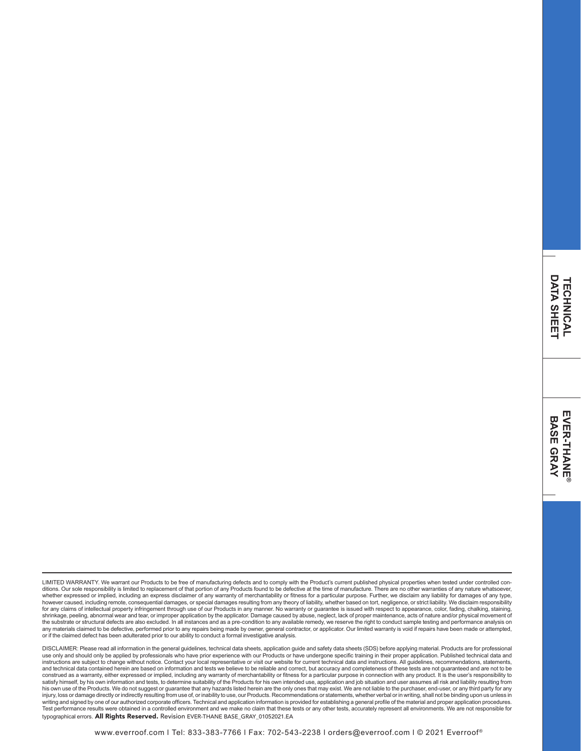LIMITED WARRANTY. We warrant our Products to be free of manufacturing defects and to comply with the Product's current published physical properties when tested under controlled conditions. Our sole responsibility is limited to replacement of that portion of any Products found to be defective at the time of manufacture. There are no other warranties of any nature whatsoever, whether expressed or implied, including an express disclaimer of any warranty of merchantability or fitness for a particular purpose. Further, we disclaim any liability for damages of any type, however caused, including remote, consequential damages, or special damages resulting from any theory of liability, whether based on tort, negligence, or strict liability. We disclaim responsibility for any claims of intellectual property infringement through use of our Products in any manner. No warranty or guarantee is issued with respect to appearance, color, fading, chalking, staining, shrinkage, peeling, abnormal wear and tear, or improper application by the applicator. Damage caused by abuse, neglect, lack of proper maintenance, acts of nature and/or physical movement of the substrate or structural defects are also excluded. In all instances and as a pre-condition to any available remedy, we reserve the right to conduct sample testing and performance analysis on any materials claimed to be defective, performed prior to any repairs being made by owner, general contractor, or applicator. Our limited warranty is void if repairs have been made or attempted, or if the claimed defect has been adulterated prior to our ability to conduct a formal investigative analysis.

DISCLAIMER: Please read all information in the general guidelines, technical data sheets, application guide and safety data sheets (SDS) before applying material. Products are for professional use only and should only be applied by professionals who have prior experience with our Products or have undergone specific training in their proper application. Published technical data and instructions are subject to change without notice. Contact your local representative or visit our website for current technical data and instructions. All guidelines, recommendations, statements, and technical data contained herein are based on information and tests we believe to be reliable and correct, but accuracy and completeness of these tests are not guaranteed and are not to be construed as a warranty, either expressed or implied, including any warranty of merchantability or fitness for a particular purpose in connection with any product. It is the user's responsibility to satisfy himself, by his own information and tests, to determine suitability of the Products for his own intended use, application and job situation and user assumes all risk and liability resulting from his own use of the Products. We do not suggest or guarantee that any hazards listed herein are the only ones that may exist. We are not liable to the purchaser, end-user, or any third party for any injury, loss or damage directly or indirectly resulting from use of, or inability to use, our Products. Recommendations or statements, whether verbal or in writing, shall not be binding upon us unless in writing and signed by one of our authorized corporate officers. Technical and application information is provided for establishing a general profile of the material and proper application procedures. Test performance results were obtained in a controlled environment and we make no claim that these tests or any other tests, accurately represent all environments. We are not responsible for typographical errors. **All Rights Reserved.** Revision EVER-THANE BASE_GRAY_01052021.EA

www.everroof.com | Tel: 833-383-7766 | Fax: 702-543-2238 | orders@everroof.com | © 2021 Everroof®

TECHNICAL DATA SHEET

EVER-THANE® BASE GRAY